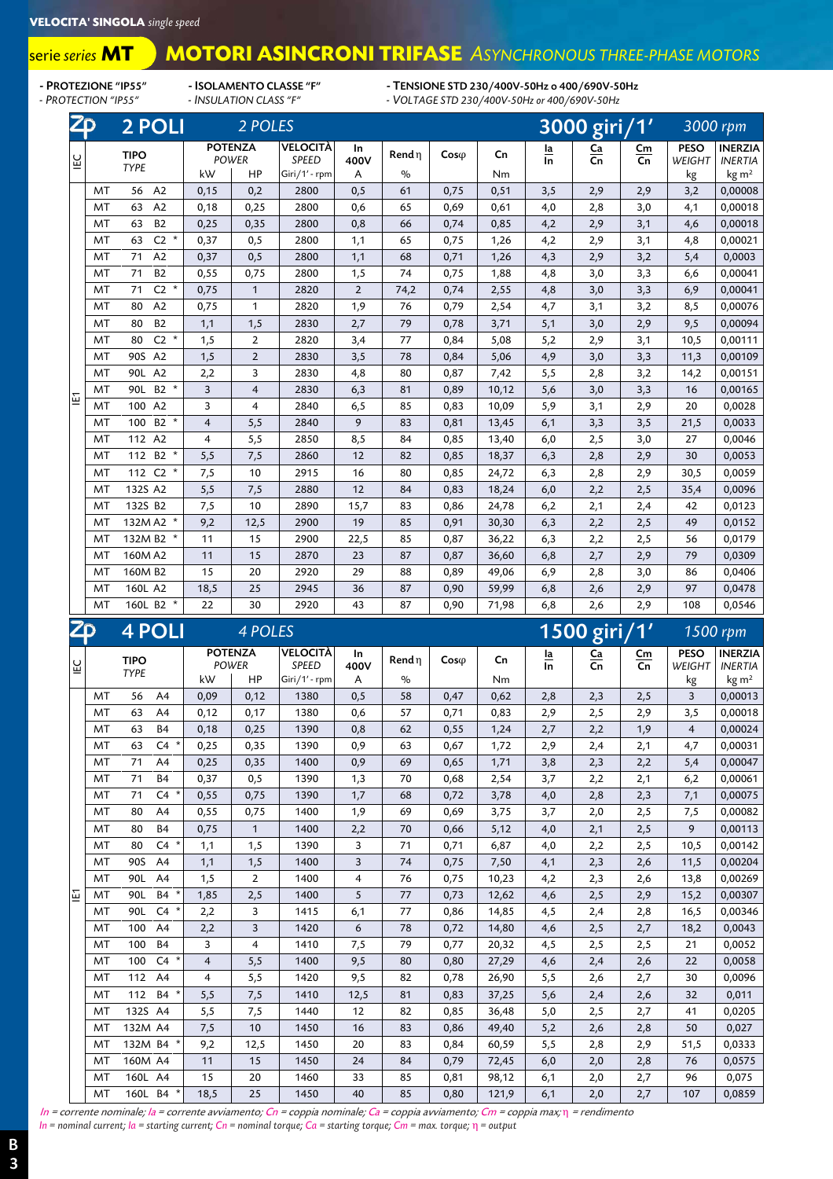**VELOCITA' SINGOLA** *single speed*

# serie *series* MT — MOTORI ASINCRONI TRIFASE *ASYNCHRONOUS THREE-PHASE MOTORS*

- PROTEZIONE "IP55" / *PROTECTION "IP55"*
- ISOLAMENTO CLASSE "F" / *INSULATION CLASS "F"*
- TENSIONE STD 230/400V-50Hz o 400/690V-50Hz / *VOLTAGE STD 230/400V-50Hz or 400/690V-50Hz*

## 2 POLI *2 POLES* — 3000 giri/1' *3000 rpm*

| IEC | TIPO *TYPE* | | POTENZA *POWER* kW | HP | VELOCITÀ *SPEED* Giri/1' - rpm | In 400V A | Rend η % | Cosφ | Cn Nm | Ia/In | Ca/Cn | Cm/Cn | PESO *WEIGHT* kg | INERZIA *INERTIA* kg m² |
|---|---|---|---|---|---|---|---|---|---|---|---|---|---|---|
| IE1 | MT | 56 A2 | 0,15 | 0,2 | 2800 | 0,5 | 61 | 0,75 | 0,51 | 3,5 | 2,9 | 2,9 | 3,2 | 0,00008 |
| | MT | 63 A2 | 0,18 | 0,25 | 2800 | 0,6 | 65 | 0,69 | 0,61 | 4,0 | 2,8 | 3,0 | 4,1 | 0,00018 |
| | MT | 63 B2 | 0,25 | 0,35 | 2800 | 0,8 | 66 | 0,74 | 0,85 | 4,2 | 2,9 | 3,1 | 4,6 | 0,00018 |
| | MT | 63 C2 * | 0,37 | 0,5 | 2800 | 1,1 | 65 | 0,75 | 1,26 | 4,2 | 2,9 | 3,1 | 4,8 | 0,00021 |
| | MT | 71 A2 | 0,37 | 0,5 | 2800 | 1,1 | 68 | 0,71 | 1,26 | 4,3 | 2,9 | 3,2 | 5,4 | 0,0003 |
| | MT | 71 B2 | 0,55 | 0,75 | 2800 | 1,5 | 74 | 0,75 | 1,88 | 4,8 | 3,0 | 3,3 | 6,6 | 0,00041 |
| | MT | 71 C2 * | 0,75 | 1 | 2820 | 2 | 74,2 | 0,74 | 2,55 | 4,8 | 3,0 | 3,3 | 6,9 | 0,00041 |
| | MT | 80 A2 | 0,75 | 1 | 2820 | 1,9 | 76 | 0,79 | 2,54 | 4,7 | 3,1 | 3,2 | 8,5 | 0,00076 |
| | MT | 80 B2 | 1,1 | 1,5 | 2830 | 2,7 | 79 | 0,78 | 3,71 | 5,1 | 3,0 | 2,9 | 9,5 | 0,00094 |
| | MT | 80 C2 * | 1,5 | 2 | 2820 | 3,4 | 77 | 0,84 | 5,08 | 5,2 | 2,9 | 3,1 | 10,5 | 0,00111 |
| | MT | 90S A2 | 1,5 | 2 | 2830 | 3,5 | 78 | 0,84 | 5,06 | 4,9 | 3,0 | 3,3 | 11,3 | 0,00109 |
| | MT | 90L A2 | 2,2 | 3 | 2830 | 4,8 | 80 | 0,87 | 7,42 | 5,5 | 2,8 | 3,2 | 14,2 | 0,00151 |
| | MT | 90L B2 * | 3 | 4 | 2830 | 6,3 | 81 | 0,89 | 10,12 | 5,6 | 3,0 | 3,3 | 16 | 0,00165 |
| | MT | 100 A2 | 3 | 4 | 2840 | 6,5 | 85 | 0,83 | 10,09 | 5,9 | 3,1 | 2,9 | 20 | 0,0028 |
| | MT | 100 B2 * | 4 | 5,5 | 2840 | 9 | 83 | 0,81 | 13,45 | 6,1 | 3,3 | 3,5 | 21,5 | 0,0033 |
| | MT | 112 A2 | 4 | 5,5 | 2850 | 8,5 | 84 | 0,85 | 13,40 | 6,0 | 2,5 | 3,0 | 27 | 0,0046 |
| | MT | 112 B2 * | 5,5 | 7,5 | 2860 | 12 | 82 | 0,85 | 18,37 | 6,3 | 2,8 | 2,9 | 30 | 0,0053 |
| | MT | 112 C2 * | 7,5 | 10 | 2915 | 16 | 80 | 0,85 | 24,72 | 6,3 | 2,8 | 2,9 | 30,5 | 0,0059 |
| | MT | 132S A2 | 5,5 | 7,5 | 2880 | 12 | 84 | 0,83 | 18,24 | 6,0 | 2,2 | 2,5 | 35,4 | 0,0096 |
| | MT | 132S B2 | 7,5 | 10 | 2890 | 15,7 | 83 | 0,86 | 24,78 | 6,2 | 2,1 | 2,4 | 42 | 0,0123 |
| | MT | 132M A2 * | 9,2 | 12,5 | 2900 | 19 | 85 | 0,91 | 30,30 | 6,3 | 2,2 | 2,5 | 49 | 0,0152 |
| | MT | 132M B2 * | 11 | 15 | 2900 | 22,5 | 85 | 0,87 | 36,22 | 6,3 | 2,2 | 2,5 | 56 | 0,0179 |
| | MT | 160M A2 | 11 | 15 | 2870 | 23 | 87 | 0,87 | 36,60 | 6,8 | 2,7 | 2,9 | 79 | 0,0309 |
| | MT | 160M B2 | 15 | 20 | 2920 | 29 | 88 | 0,89 | 49,06 | 6,9 | 2,8 | 3,0 | 86 | 0,0406 |
| | MT | 160L A2 | 18,5 | 25 | 2945 | 36 | 87 | 0,90 | 59,99 | 6,8 | 2,6 | 2,9 | 97 | 0,0478 |
| | MT | 160L B2 * | 22 | 30 | 2920 | 43 | 87 | 0,90 | 71,98 | 6,8 | 2,6 | 2,9 | 108 | 0,0546 |

## 4 POLI *4 POLES* — 1500 giri/1' *1500 rpm*

| IEC | TIPO *TYPE* | | POTENZA *POWER* kW | HP | VELOCITÀ *SPEED* Giri/1' - rpm | In 400V A | Rend η % | Cosφ | Cn Nm | Ia/In | Ca/Cn | Cm/Cn | PESO *WEIGHT* kg | INERZIA *INERTIA* kg m² |
|---|---|---|---|---|---|---|---|---|---|---|---|---|---|---|
| IE1 | MT | 56 A4 | 0,09 | 0,12 | 1380 | 0,5 | 58 | 0,47 | 0,62 | 2,8 | 2,3 | 2,5 | 3 | 0,00013 |
| | MT | 63 A4 | 0,12 | 0,17 | 1380 | 0,6 | 57 | 0,71 | 0,83 | 2,9 | 2,5 | 2,9 | 3,5 | 0,00018 |
| | MT | 63 B4 | 0,18 | 0,25 | 1390 | 0,8 | 62 | 0,55 | 1,24 | 2,7 | 2,2 | 1,9 | 4 | 0,00024 |
| | MT | 63 C4 * | 0,25 | 0,35 | 1390 | 0,9 | 63 | 0,67 | 1,72 | 2,9 | 2,4 | 2,1 | 4,7 | 0,00031 |
| | MT | 71 A4 | 0,25 | 0,35 | 1400 | 0,9 | 69 | 0,65 | 1,71 | 3,8 | 2,3 | 2,2 | 5,4 | 0,00047 |
| | MT | 71 B4 | 0,37 | 0,5 | 1390 | 1,3 | 70 | 0,68 | 2,54 | 3,7 | 2,2 | 2,1 | 6,2 | 0,00061 |
| | MT | 71 C4 * | 0,55 | 0,75 | 1390 | 1,7 | 68 | 0,72 | 3,78 | 4,0 | 2,8 | 2,3 | 7,1 | 0,00075 |
| | MT | 80 A4 | 0,55 | 0,75 | 1400 | 1,9 | 69 | 0,69 | 3,75 | 3,7 | 2,0 | 2,5 | 7,5 | 0,00082 |
| | MT | 80 B4 | 0,75 | 1 | 1400 | 2,2 | 70 | 0,66 | 5,12 | 4,0 | 2,1 | 2,5 | 9 | 0,00113 |
| | MT | 80 C4 * | 1,1 | 1,5 | 1390 | 3 | 71 | 0,71 | 6,87 | 4,0 | 2,2 | 2,5 | 10,5 | 0,00142 |
| | MT | 90S A4 | 1,1 | 1,5 | 1400 | 3 | 74 | 0,75 | 7,50 | 4,1 | 2,3 | 2,6 | 11,5 | 0,00204 |
| | MT | 90L A4 | 1,5 | 2 | 1400 | 4 | 76 | 0,75 | 10,23 | 4,2 | 2,3 | 2,6 | 13,8 | 0,00269 |
| | MT | 90L B4 * | 1,85 | 2,5 | 1400 | 5 | 77 | 0,73 | 12,62 | 4,6 | 2,5 | 2,9 | 15,2 | 0,00307 |
| | MT | 90L C4 * | 2,2 | 3 | 1415 | 6,1 | 77 | 0,86 | 14,85 | 4,5 | 2,4 | 2,8 | 16,5 | 0,00346 |
| | MT | 100 A4 | 2,2 | 3 | 1420 | 6 | 78 | 0,72 | 14,80 | 4,6 | 2,5 | 2,7 | 18,2 | 0,0043 |
| | MT | 100 B4 | 3 | 4 | 1410 | 7,5 | 79 | 0,77 | 20,32 | 4,5 | 2,5 | 2,5 | 21 | 0,0052 |
| | MT | 100 C4 * | 4 | 5,5 | 1400 | 9,5 | 80 | 0,80 | 27,29 | 4,6 | 2,4 | 2,6 | 22 | 0,0058 |
| | MT | 112 A4 | 4 | 5,5 | 1420 | 9,5 | 82 | 0,78 | 26,90 | 5,5 | 2,6 | 2,7 | 30 | 0,0096 |
| | MT | 112 B4 * | 5,5 | 7,5 | 1410 | 12,5 | 81 | 0,83 | 37,25 | 5,6 | 2,4 | 2,6 | 32 | 0,011 |
| | MT | 132S A4 | 5,5 | 7,5 | 1440 | 12 | 82 | 0,85 | 36,48 | 5,0 | 2,5 | 2,7 | 41 | 0,0205 |
| | MT | 132M A4 | 7,5 | 10 | 1450 | 16 | 83 | 0,86 | 49,40 | 5,2 | 2,6 | 2,8 | 50 | 0,027 |
| | MT | 132M B4 * | 9,2 | 12,5 | 1450 | 20 | 83 | 0,84 | 60,59 | 5,5 | 2,8 | 2,9 | 51,5 | 0,0333 |
| | MT | 160M A4 | 11 | 15 | 1450 | 24 | 84 | 0,79 | 72,45 | 6,0 | 2,0 | 2,8 | 76 | 0,0575 |
| | MT | 160L A4 | 15 | 20 | 1460 | 33 | 85 | 0,81 | 98,12 | 6,1 | 2,0 | 2,7 | 96 | 0,075 |
| | MT | 160L B4 * | 18,5 | 25 | 1450 | 40 | 85 | 0,80 | 121,9 | 6,1 | 2,0 | 2,7 | 107 | 0,0859 |

*In = corrente nominale; Ia = corrente avviamento; Cn = coppia nominale; Ca = coppia avviamento; Cm = coppia max; η = rendimento*
*In = nominal current; Ia = starting current; Cn = nominal torque; Ca = starting torque; Cm = max. torque; η = output*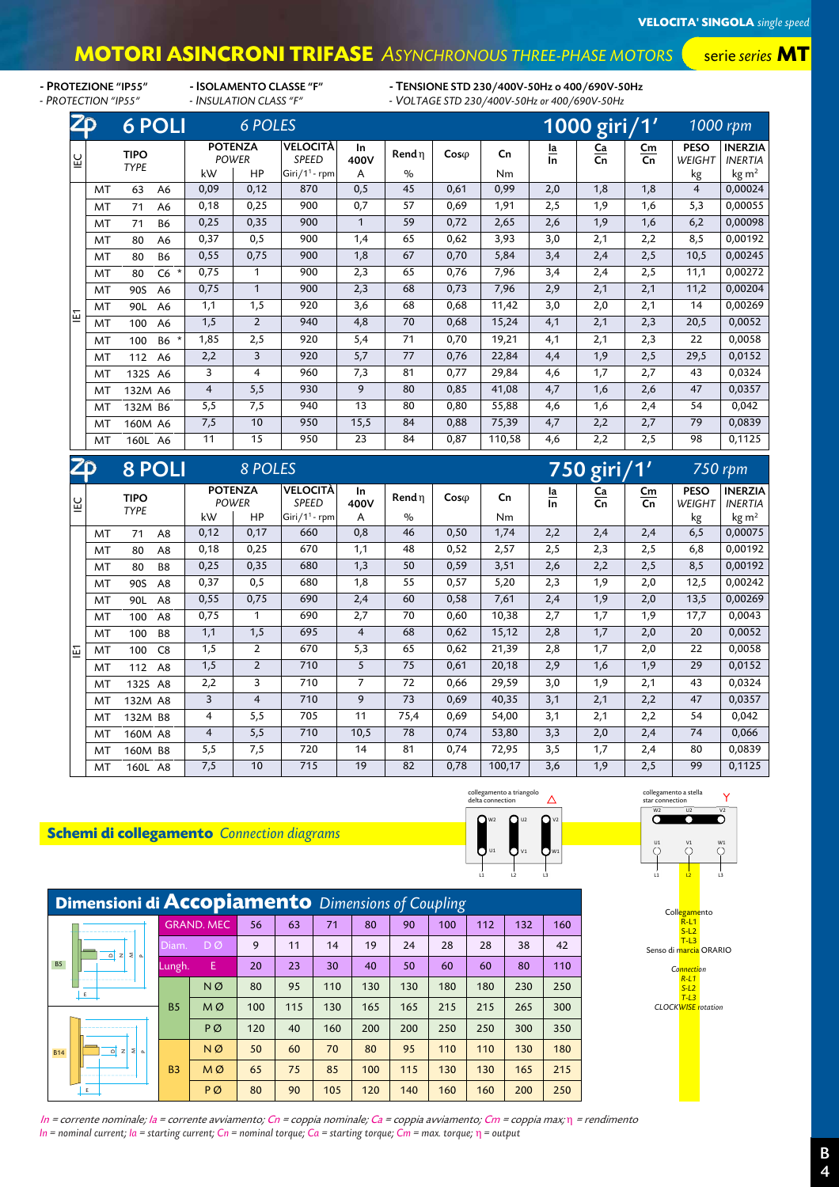VELOCITA' SINGOLA *single speed*

# MOTORI ASINCRONI TRIFASE *ASYNCHRONOUS THREE-PHASE MOTORS* serie *series* MT

- PROTEZIONE "IP55" / *PROTECTION "IP55"*
- ISOLAMENTO CLASSE "F" / *INSULATION CLASS "F"*
- TENSIONE STD 230/400V-50Hz o 400/690V-50Hz / *VOLTAGE STD 230/400V-50Hz or 400/690V-50Hz*

## 6 POLI *6 POLES* — 1000 giri/1' *1000 rpm*

| IEC | TIPO *TYPE* | | | POTENZA *POWER* kW | HP | VELOCITÀ *SPEED* Giri/1' - rpm | In 400V A | Rend η % | Cosφ | Cn Nm | Ia/In | Ca/Cn | Cm/Cn | PESO *WEIGHT* kg | INERZIA *INERTIA* kg m² |
|---|---|---|---|---|---|---|---|---|---|---|---|---|---|---|---|
| IE1 | MT | 63 | A6 | 0,09 | 0,12 | 870 | 0,5 | 45 | 0,61 | 0,99 | 2,0 | 1,8 | 1,8 | 4 | 0,00024 |
| | MT | 71 | A6 | 0,18 | 0,25 | 900 | 0,7 | 57 | 0,69 | 1,91 | 2,5 | 1,9 | 1,6 | 5,3 | 0,00055 |
| | MT | 71 | B6 | 0,25 | 0,35 | 900 | 1 | 59 | 0,72 | 2,65 | 2,6 | 1,9 | 1,6 | 6,2 | 0,00098 |
| | MT | 80 | A6 | 0,37 | 0,5 | 900 | 1,4 | 65 | 0,62 | 3,93 | 3,0 | 2,1 | 2,2 | 8,5 | 0,00192 |
| | MT | 80 | B6 | 0,55 | 0,75 | 900 | 1,8 | 67 | 0,70 | 5,84 | 3,4 | 2,4 | 2,5 | 10,5 | 0,00245 |
| | MT | 80 | C6 * | 0,75 | 1 | 900 | 2,3 | 65 | 0,76 | 7,96 | 3,4 | 2,4 | 2,5 | 11,1 | 0,00272 |
| | MT | 90S | A6 | 0,75 | 1 | 900 | 2,3 | 68 | 0,73 | 7,96 | 2,9 | 2,1 | 2,1 | 11,2 | 0,00204 |
| | MT | 90L | A6 | 1,1 | 1,5 | 920 | 3,6 | 68 | 0,68 | 11,42 | 3,0 | 2,0 | 2,1 | 14 | 0,00269 |
| | MT | 100 | A6 | 1,5 | 2 | 940 | 4,8 | 70 | 0,68 | 15,24 | 4,1 | 2,1 | 2,3 | 20,5 | 0,0052 |
| | MT | 100 | B6 * | 1,85 | 2,5 | 920 | 5,4 | 71 | 0,70 | 19,21 | 4,1 | 2,1 | 2,3 | 22 | 0,0058 |
| | MT | 112 | A6 | 2,2 | 3 | 920 | 5,7 | 77 | 0,76 | 22,84 | 4,4 | 1,9 | 2,5 | 29,5 | 0,0152 |
| | MT | 132S | A6 | 3 | 4 | 960 | 7,3 | 81 | 0,77 | 29,84 | 4,6 | 1,7 | 2,7 | 43 | 0,0324 |
| | MT | 132M | A6 | 4 | 5,5 | 930 | 9 | 80 | 0,85 | 41,08 | 4,7 | 1,6 | 2,6 | 47 | 0,0357 |
| | MT | 132M | B6 | 5,5 | 7,5 | 940 | 13 | 80 | 0,80 | 55,88 | 4,6 | 1,6 | 2,4 | 54 | 0,042 |
| | MT | 160M | A6 | 7,5 | 10 | 950 | 15,5 | 84 | 0,88 | 75,39 | 4,7 | 2,2 | 2,7 | 79 | 0,0839 |
| | MT | 160L | A6 | 11 | 15 | 950 | 23 | 84 | 0,87 | 110,58 | 4,6 | 2,2 | 2,5 | 98 | 0,1125 |

## 8 POLI *8 POLES* — 750 giri/1' *750 rpm*

| IEC | TIPO *TYPE* | | | POTENZA *POWER* kW | HP | VELOCITÀ *SPEED* Giri/1' - rpm | In 400V A | Rend η % | Cosφ | Cn Nm | Ia/In | Ca/Cn | Cm/Cn | PESO *WEIGHT* kg | INERZIA *INERTIA* kg m² |
|---|---|---|---|---|---|---|---|---|---|---|---|---|---|---|---|
| IE1 | MT | 71 | A8 | 0,12 | 0,17 | 660 | 0,8 | 46 | 0,50 | 1,74 | 2,2 | 2,4 | 2,4 | 6,5 | 0,00075 |
| | MT | 80 | A8 | 0,18 | 0,25 | 670 | 1,1 | 48 | 0,52 | 2,57 | 2,5 | 2,3 | 2,5 | 6,8 | 0,00192 |
| | MT | 80 | B8 | 0,25 | 0,35 | 680 | 1,3 | 50 | 0,59 | 3,51 | 2,6 | 2,2 | 2,5 | 8,5 | 0,00192 |
| | MT | 90S | A8 | 0,37 | 0,5 | 680 | 1,8 | 55 | 0,57 | 5,20 | 2,3 | 1,9 | 2,0 | 12,5 | 0,00242 |
| | MT | 90L | A8 | 0,55 | 0,75 | 690 | 2,4 | 60 | 0,58 | 7,61 | 2,4 | 1,9 | 2,0 | 13,5 | 0,00269 |
| | MT | 100 | A8 | 0,75 | 1 | 690 | 2,7 | 70 | 0,60 | 10,38 | 2,7 | 1,7 | 1,9 | 17,7 | 0,0043 |
| | MT | 100 | B8 | 1,1 | 1,5 | 695 | 4 | 68 | 0,62 | 15,12 | 2,8 | 1,7 | 2,0 | 20 | 0,0052 |
| | MT | 100 | C8 | 1,5 | 2 | 670 | 5,3 | 65 | 0,62 | 21,39 | 2,8 | 1,7 | 2,0 | 22 | 0,0058 |
| | MT | 112 | A8 | 1,5 | 2 | 710 | 5 | 75 | 0,61 | 20,18 | 2,9 | 1,6 | 1,9 | 29 | 0,0152 |
| | MT | 132S | A8 | 2,2 | 3 | 710 | 7 | 72 | 0,66 | 29,59 | 3,0 | 1,9 | 2,1 | 43 | 0,0324 |
| | MT | 132M | A8 | 3 | 4 | 710 | 9 | 73 | 0,69 | 40,35 | 3,1 | 2,1 | 2,2 | 47 | 0,0357 |
| | MT | 132M | B8 | 4 | 5,5 | 705 | 11 | 75,4 | 0,69 | 54,00 | 3,1 | 2,1 | 2,2 | 54 | 0,042 |
| | MT | 160M | A8 | 4 | 5,5 | 710 | 10,5 | 78 | 0,74 | 53,80 | 3,3 | 2,0 | 2,4 | 74 | 0,066 |
| | MT | 160M | B8 | 5,5 | 7,5 | 720 | 14 | 81 | 0,74 | 72,95 | 3,5 | 1,7 | 2,4 | 80 | 0,0839 |
| | MT | 160L | A8 | 7,5 | 10 | 715 | 19 | 82 | 0,78 | 100,17 | 3,6 | 1,9 | 2,5 | 99 | 0,1125 |

## Schemi di collegamento *Connection diagrams*

collegamento a triangolo / *delta connection* △

W2 U2 V2
U1 V1 W1
L1 L2 L3

collegamento a stella / *star connection* Y

W2 U2 V2
U1 V1 W1
L1 L2 L3

Collegamento
R-L1
S-L2
T-L3
Senso di marcia ORARIO

*Connection*
*R-L1*
*S-L2*
*T-L3*
*CLOCKWISE rotation*

## Dimensioni di Accoppiamento *Dimensions of Coupling*

| | | GRAND. MEC | 56 | 63 | 71 | 80 | 90 | 100 | 112 | 132 | 160 |
|---|---|---|---|---|---|---|---|---|---|---|---|
| | Diam. | D Ø | 9 | 11 | 14 | 19 | 24 | 28 | 28 | 38 | 42 |
| | Lungh. | E | 20 | 23 | 30 | 40 | 50 | 60 | 60 | 80 | 110 |
| B5 | B5 | N Ø | 80 | 95 | 110 | 130 | 130 | 180 | 180 | 230 | 250 |
| | | M Ø | 100 | 115 | 130 | 165 | 165 | 215 | 215 | 265 | 300 |
| | | P Ø | 120 | 40 | 160 | 200 | 200 | 250 | 250 | 300 | 350 |
| B14 | B3 | N Ø | 50 | 60 | 70 | 80 | 95 | 110 | 110 | 130 | 180 |
| | | M Ø | 65 | 75 | 85 | 100 | 115 | 130 | 130 | 165 | 215 |
| | | P Ø | 80 | 90 | 105 | 120 | 140 | 160 | 160 | 200 | 250 |

*In = corrente nominale; Ia = corrente avviamento; Cn = coppia nominale; Ca = coppia avviamento; Cm = coppia max; η = rendimento*
*In = nominal current; Ia = starting current; Cn = nominal torque; Ca = starting torque; Cm = max. torque; η = output*